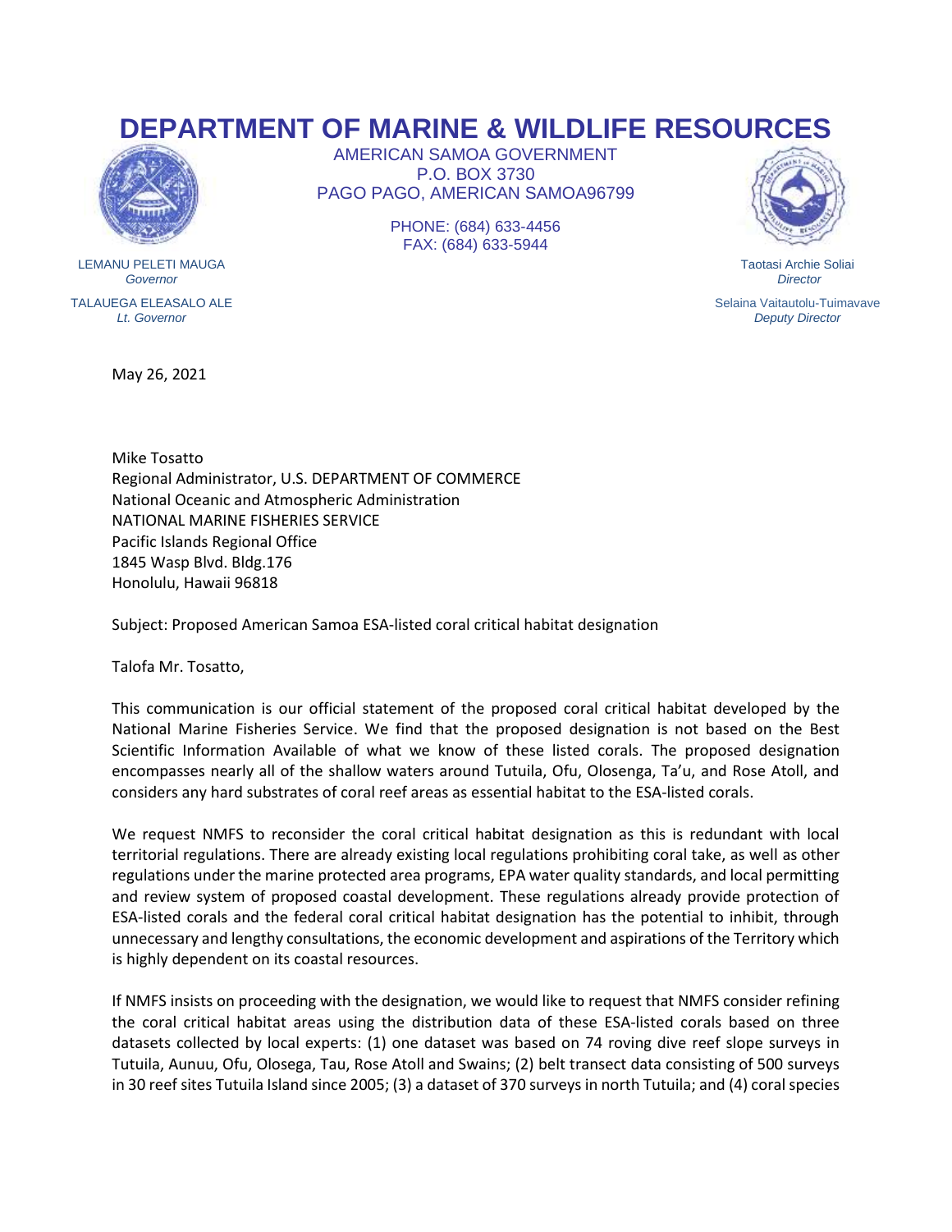# DEPARTMENT OF MARINE & WILDLIFE RESOURCES

AMERICAN SAMOA GOVERNMENT
P.O. BOX 3730
PAGO PAGO, AMERICAN SAMOA96799

PHONE: (684) 633-4456
FAX: (684) 633-5944

LEMANU PELETI MAUGA
*Governor*

TALAUEGA ELEASALO ALE
*Lt. Governor*

Taotasi Archie Soliai
*Director*

Selaina Vaitautolu-Tuimavave
*Deputy Director*

May 26, 2021

Mike Tosatto
Regional Administrator, U.S. DEPARTMENT OF COMMERCE
National Oceanic and Atmospheric Administration
NATIONAL MARINE FISHERIES SERVICE
Pacific Islands Regional Office
1845 Wasp Blvd. Bldg.176
Honolulu, Hawaii 96818

Subject: Proposed American Samoa ESA-listed coral critical habitat designation

Talofa Mr. Tosatto,

This communication is our official statement of the proposed coral critical habitat developed by the National Marine Fisheries Service. We find that the proposed designation is not based on the Best Scientific Information Available of what we know of these listed corals. The proposed designation encompasses nearly all of the shallow waters around Tutuila, Ofu, Olosenga, Ta'u, and Rose Atoll, and considers any hard substrates of coral reef areas as essential habitat to the ESA-listed corals.

We request NMFS to reconsider the coral critical habitat designation as this is redundant with local territorial regulations. There are already existing local regulations prohibiting coral take, as well as other regulations under the marine protected area programs, EPA water quality standards, and local permitting and review system of proposed coastal development. These regulations already provide protection of ESA-listed corals and the federal coral critical habitat designation has the potential to inhibit, through unnecessary and lengthy consultations, the economic development and aspirations of the Territory which is highly dependent on its coastal resources.

If NMFS insists on proceeding with the designation, we would like to request that NMFS consider refining the coral critical habitat areas using the distribution data of these ESA-listed corals based on three datasets collected by local experts: (1) one dataset was based on 74 roving dive reef slope surveys in Tutuila, Aunuu, Ofu, Olosega, Tau, Rose Atoll and Swains; (2) belt transect data consisting of 500 surveys in 30 reef sites Tutuila Island since 2005; (3) a dataset of 370 surveys in north Tutuila; and (4) coral species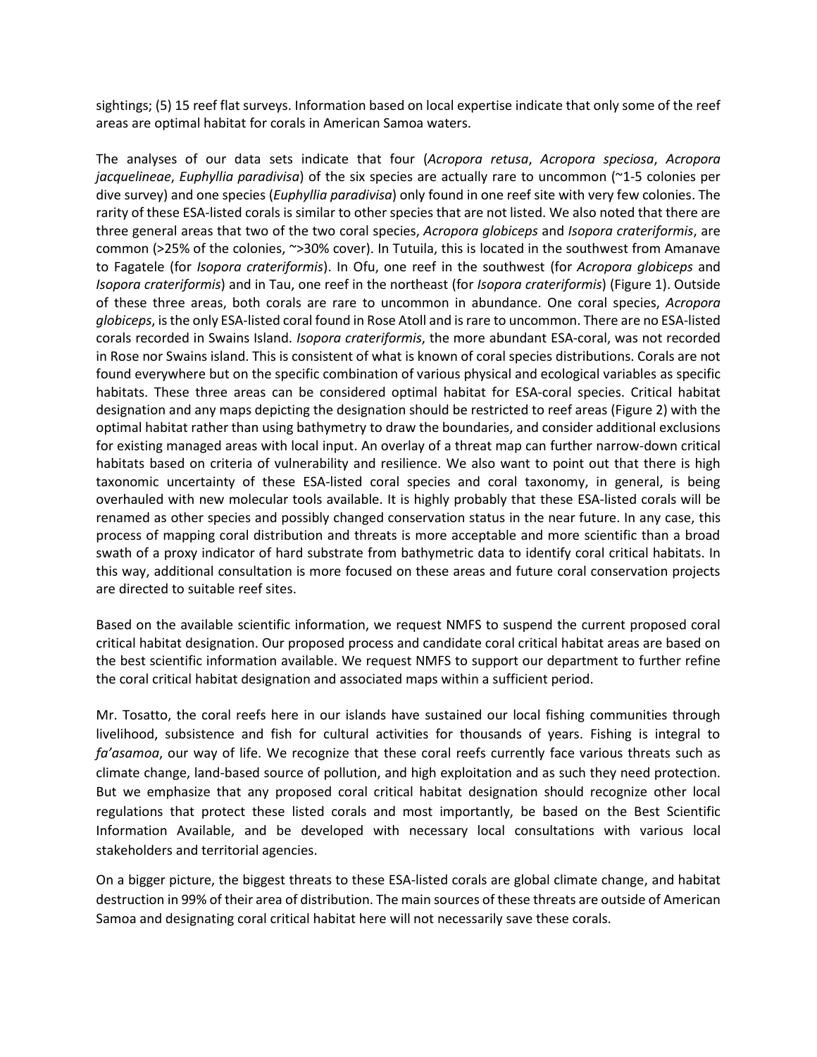sightings; (5) 15 reef flat surveys. Information based on local expertise indicate that only some of the reef areas are optimal habitat for corals in American Samoa waters.

The analyses of our data sets indicate that four (*Acropora retusa*, *Acropora speciosa*, *Acropora jacquelineae*, *Euphyllia paradivisa*) of the six species are actually rare to uncommon (~1-5 colonies per dive survey) and one species (*Euphyllia paradivisa*) only found in one reef site with very few colonies. The rarity of these ESA-listed corals is similar to other species that are not listed. We also noted that there are three general areas that two of the two coral species, *Acropora globiceps* and *Isopora crateriformis*, are common (>25% of the colonies, ~>30% cover). In Tutuila, this is located in the southwest from Amanave to Fagatele (for *Isopora crateriformis*). In Ofu, one reef in the southwest (for *Acropora globiceps* and *Isopora crateriformis*) and in Tau, one reef in the northeast (for *Isopora crateriformis*) (Figure 1). Outside of these three areas, both corals are rare to uncommon in abundance. One coral species, *Acropora globiceps*, is the only ESA-listed coral found in Rose Atoll and is rare to uncommon. There are no ESA-listed corals recorded in Swains Island. *Isopora crateriformis*, the more abundant ESA-coral, was not recorded in Rose nor Swains island. This is consistent of what is known of coral species distributions. Corals are not found everywhere but on the specific combination of various physical and ecological variables as specific habitats. These three areas can be considered optimal habitat for ESA-coral species. Critical habitat designation and any maps depicting the designation should be restricted to reef areas (Figure 2) with the optimal habitat rather than using bathymetry to draw the boundaries, and consider additional exclusions for existing managed areas with local input. An overlay of a threat map can further narrow-down critical habitats based on criteria of vulnerability and resilience. We also want to point out that there is high taxonomic uncertainty of these ESA-listed coral species and coral taxonomy, in general, is being overhauled with new molecular tools available. It is highly probably that these ESA-listed corals will be renamed as other species and possibly changed conservation status in the near future. In any case, this process of mapping coral distribution and threats is more acceptable and more scientific than a broad swath of a proxy indicator of hard substrate from bathymetric data to identify coral critical habitats. In this way, additional consultation is more focused on these areas and future coral conservation projects are directed to suitable reef sites.

Based on the available scientific information, we request NMFS to suspend the current proposed coral critical habitat designation. Our proposed process and candidate coral critical habitat areas are based on the best scientific information available. We request NMFS to support our department to further refine the coral critical habitat designation and associated maps within a sufficient period.

Mr. Tosatto, the coral reefs here in our islands have sustained our local fishing communities through livelihood, subsistence and fish for cultural activities for thousands of years. Fishing is integral to *fa'asamoa*, our way of life. We recognize that these coral reefs currently face various threats such as climate change, land-based source of pollution, and high exploitation and as such they need protection. But we emphasize that any proposed coral critical habitat designation should recognize other local regulations that protect these listed corals and most importantly, be based on the Best Scientific Information Available, and be developed with necessary local consultations with various local stakeholders and territorial agencies.

On a bigger picture, the biggest threats to these ESA-listed corals are global climate change, and habitat destruction in 99% of their area of distribution. The main sources of these threats are outside of American Samoa and designating coral critical habitat here will not necessarily save these corals.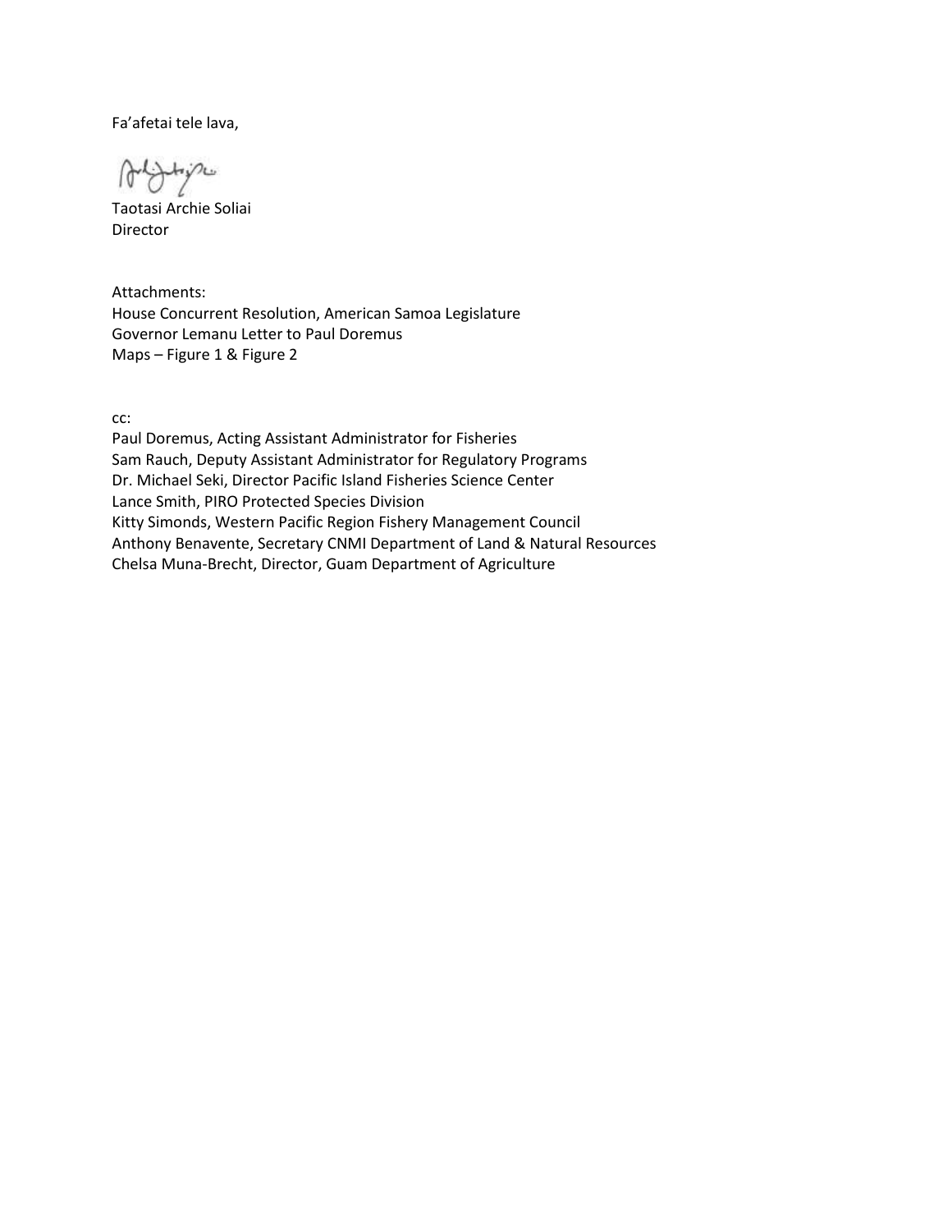Fa'afetai tele lava,

Taotasi Archie Soliai
Director

Attachments:
House Concurrent Resolution, American Samoa Legislature
Governor Lemanu Letter to Paul Doremus
Maps – Figure 1 & Figure 2

cc:
Paul Doremus, Acting Assistant Administrator for Fisheries
Sam Rauch, Deputy Assistant Administrator for Regulatory Programs
Dr. Michael Seki, Director Pacific Island Fisheries Science Center
Lance Smith, PIRO Protected Species Division
Kitty Simonds, Western Pacific Region Fishery Management Council
Anthony Benavente, Secretary CNMI Department of Land & Natural Resources
Chelsa Muna-Brecht, Director, Guam Department of Agriculture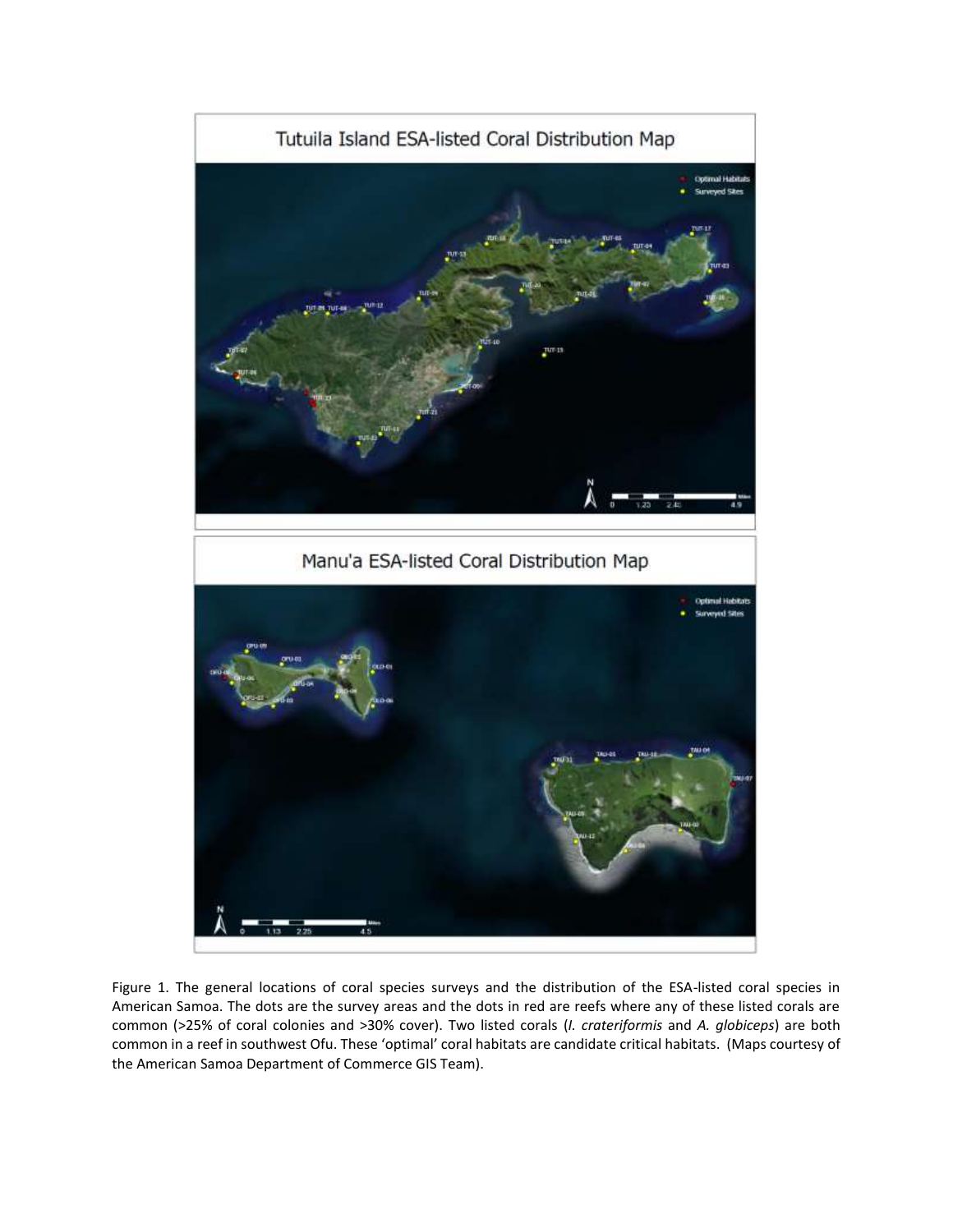Tutuila Island ESA-listed Coral Distribution Map

Optimal Habitats
Surveyed Sites

Manu'a ESA-listed Coral Distribution Map

Optimal Habitats
Surveyed Sites

Figure 1. The general locations of coral species surveys and the distribution of the ESA-listed coral species in American Samoa. The dots are the survey areas and the dots in red are reefs where any of these listed corals are common (>25% of coral colonies and >30% cover). Two listed corals (*I. crateriformis* and *A. globiceps*) are both common in a reef in southwest Ofu. These 'optimal' coral habitats are candidate critical habitats. (Maps courtesy of the American Samoa Department of Commerce GIS Team).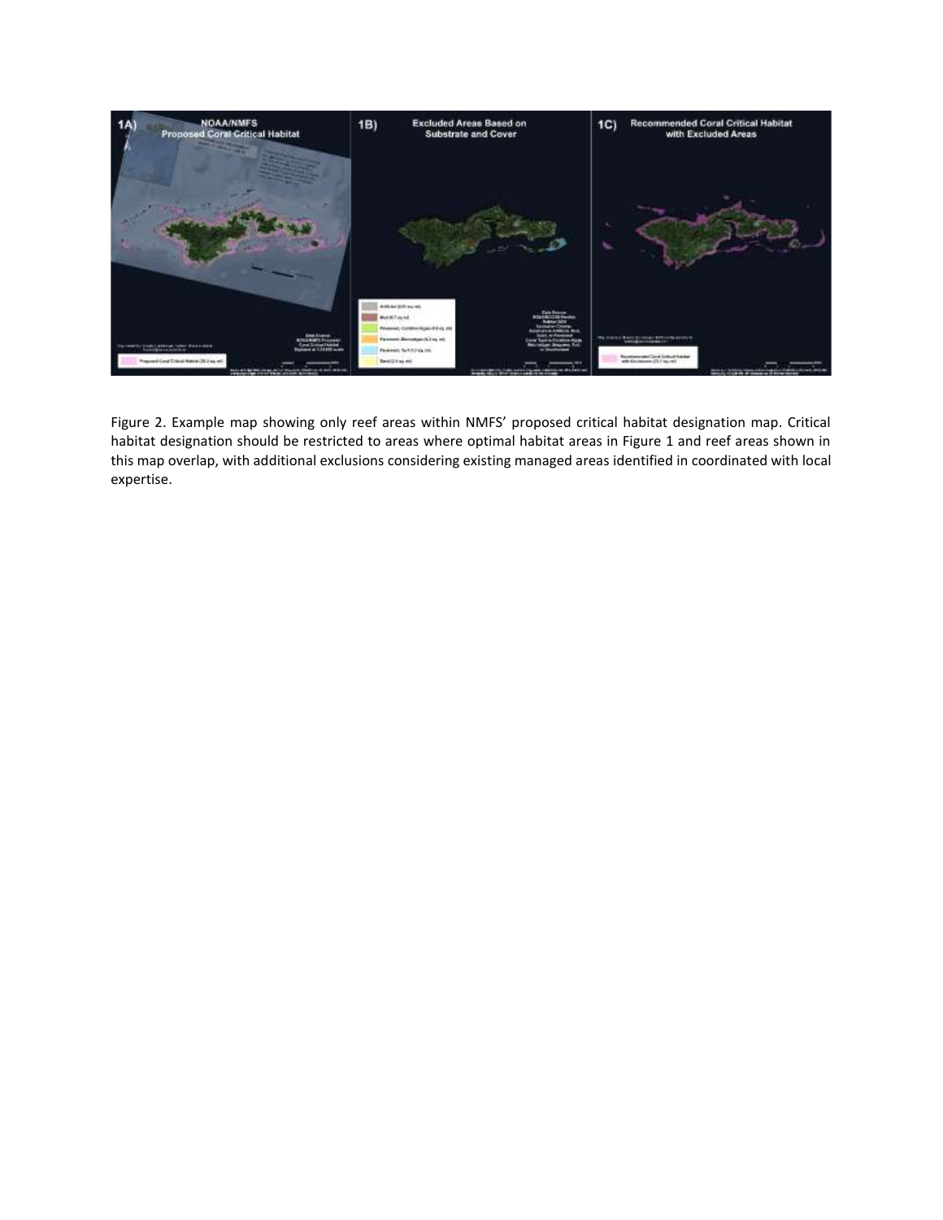1A) NOAA/NMFS Proposed Coral Critical Habitat

1B) Excluded Areas Based on Substrate and Cover

1C) Recommended Coral Critical Habitat with Excluded Areas

Figure 2. Example map showing only reef areas within NMFS' proposed critical habitat designation map. Critical habitat designation should be restricted to areas where optimal habitat areas in Figure 1 and reef areas shown in this map overlap, with additional exclusions considering existing managed areas identified in coordinated with local expertise.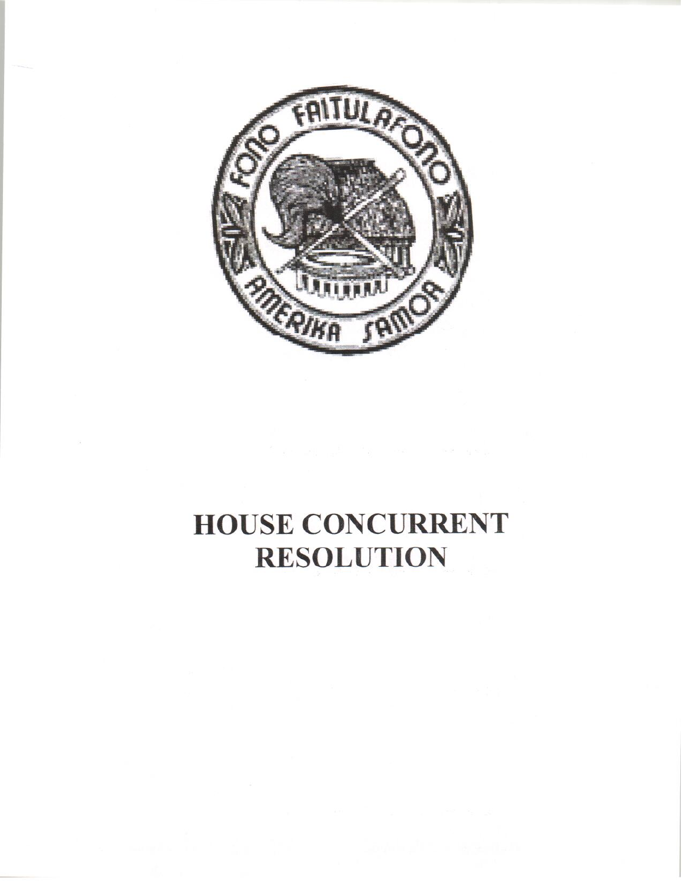FONO FAITULAFONO AMERIKA SAMOA

# HOUSE CONCURRENT RESOLUTION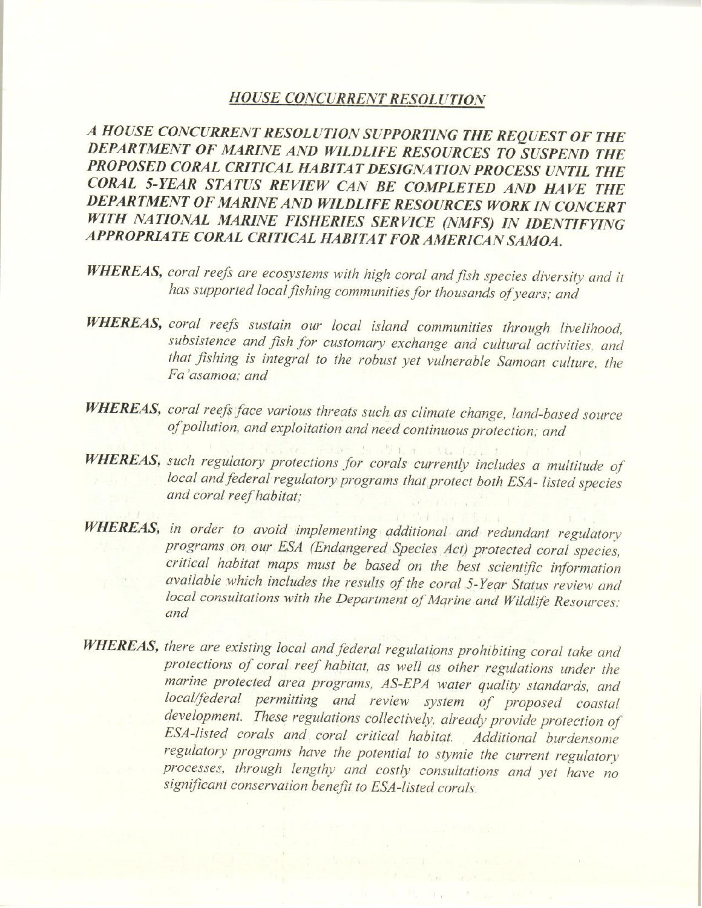## *HOUSE CONCURRENT RESOLUTION*

***A HOUSE CONCURRENT RESOLUTION SUPPORTING THE REQUEST OF THE DEPARTMENT OF MARINE AND WILDLIFE RESOURCES TO SUSPEND THE PROPOSED CORAL CRITICAL HABITAT DESIGNATION PROCESS UNTIL THE CORAL 5-YEAR STATUS REVIEW CAN BE COMPLETED AND HAVE THE DEPARTMENT OF MARINE AND WILDLIFE RESOURCES WORK IN CONCERT WITH NATIONAL MARINE FISHERIES SERVICE (NMFS) IN IDENTIFYING APPROPRIATE CORAL CRITICAL HABITAT FOR AMERICAN SAMOA.***

***WHEREAS,*** *coral reefs are ecosystems with high coral and fish species diversity and it has supported local fishing communities for thousands of years; and*

***WHEREAS,*** *coral reefs sustain our local island communities through livelihood, subsistence and fish for customary exchange and cultural activities, and that fishing is integral to the robust yet vulnerable Samoan culture, the Fa'asamoa; and*

***WHEREAS,*** *coral reefs face various threats such as climate change, land-based source of pollution, and exploitation and need continuous protection; and*

***WHEREAS,*** *such regulatory protections for corals currently includes a multitude of local and federal regulatory programs that protect both ESA- listed species and coral reef habitat;*

***WHEREAS,*** *in order to avoid implementing additional and redundant regulatory programs on our ESA (Endangered Species Act) protected coral species, critical habitat maps must be based on the best scientific information available which includes the results of the coral 5-Year Status review and local consultations with the Department of Marine and Wildlife Resources; and*

***WHEREAS,*** *there are existing local and federal regulations prohibiting coral take and protections of coral reef habitat, as well as other regulations under the marine protected area programs, AS-EPA water quality standards, and local/federal permitting and review system of proposed coastal development. These regulations collectively, already provide protection of ESA-listed corals and coral critical habitat. Additional burdensome regulatory programs have the potential to stymie the current regulatory processes, through lengthy and costly consultations and yet have no significant conservation benefit to ESA-listed corals.*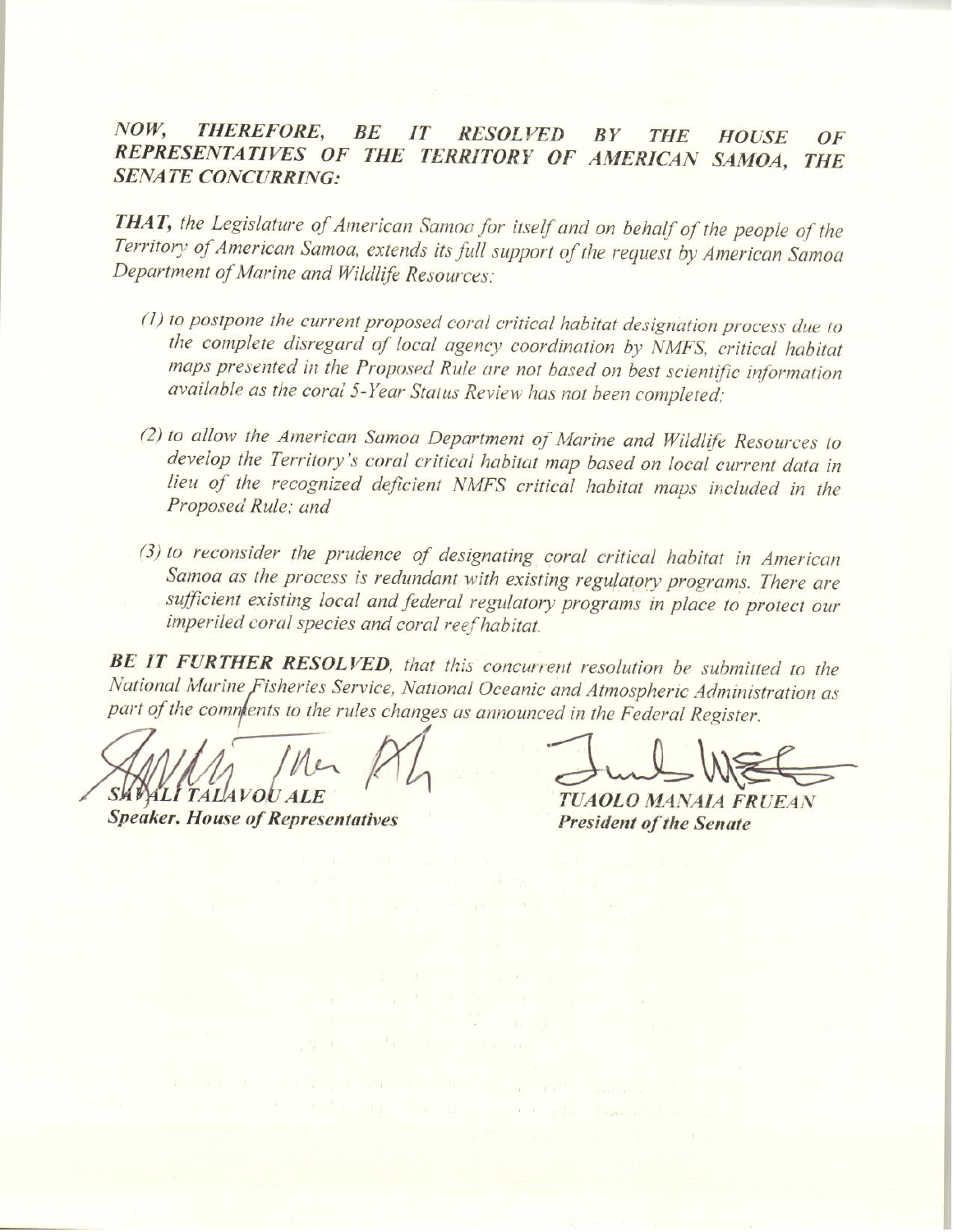***NOW, THEREFORE, BE IT RESOLVED BY THE HOUSE OF REPRESENTATIVES OF THE TERRITORY OF AMERICAN SAMOA, THE SENATE CONCURRING:***

***THAT,*** *the Legislature of American Samoa for itself and on behalf of the people of the Territory of American Samoa, extends its full support of the request by American Samoa Department of Marine and Wildlife Resources:*

*(1) to postpone the current proposed coral critical habitat designation process due to the complete disregard of local agency coordination by NMFS, critical habitat maps presented in the Proposed Rule are not based on best scientific information available as the coral 5-Year Status Review has not been completed;*

*(2) to allow the American Samoa Department of Marine and Wildlife Resources to develop the Territory's coral critical habitat map based on local current data in lieu of the recognized deficient NMFS critical habitat maps included in the Proposed Rule; and*

*(3) to reconsider the prudence of designating coral critical habitat in American Samoa as the process is redundant with existing regulatory programs. There are sufficient existing local and federal regulatory programs in place to protect our imperiled coral species and coral reef habitat.*

***BE IT FURTHER RESOLVED,*** *that this concurrent resolution be submitted to the National Marine Fisheries Service, National Oceanic and Atmospheric Administration as part of the comments to the rules changes as announced in the Federal Register.*

*SAVALI TALAVOU ALE*
***Speaker, House of Representatives***

*TUAOLO MANAIA FRUEAN*
***President of the Senate***